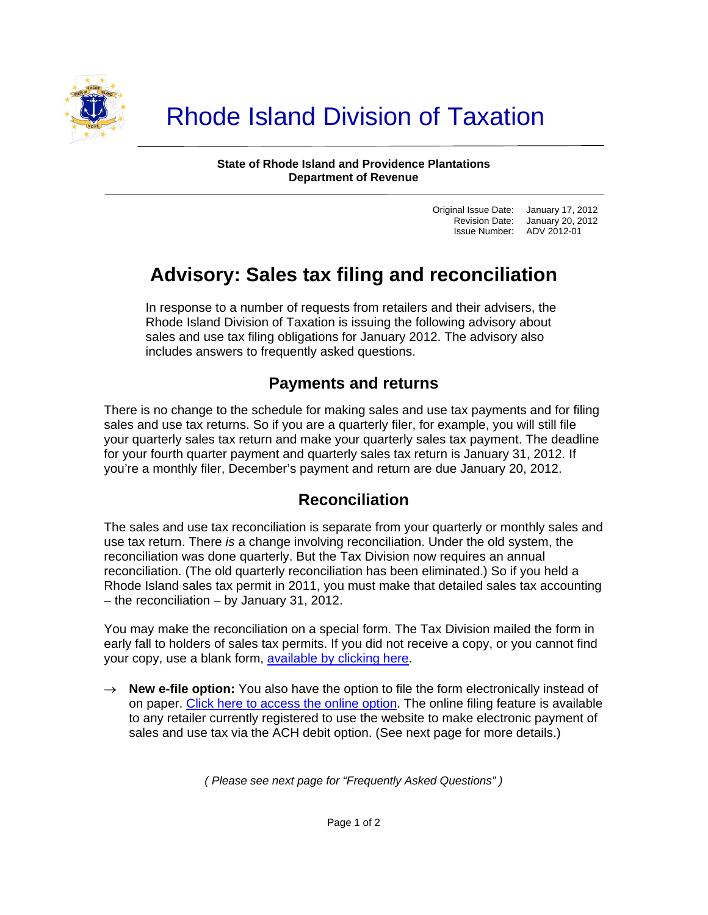# Rhode Island Division of Taxation

**State of Rhode Island and Providence Plantations**
**Department of Revenue**

| | |
|---|---|
| Original Issue Date: | January 17, 2012 |
| Revision Date: | January 20, 2012 |
| Issue Number: | ADV 2012-01 |

## Advisory: Sales tax filing and reconciliation

In response to a number of requests from retailers and their advisers, the Rhode Island Division of Taxation is issuing the following advisory about sales and use tax filing obligations for January 2012. The advisory also includes answers to frequently asked questions.

### Payments and returns

There is no change to the schedule for making sales and use tax payments and for filing sales and use tax returns. So if you are a quarterly filer, for example, you will still file your quarterly sales tax return and make your quarterly sales tax payment. The deadline for your fourth quarter payment and quarterly sales tax return is January 31, 2012. If you're a monthly filer, December's payment and return are due January 20, 2012.

### Reconciliation

The sales and use tax reconciliation is separate from your quarterly or monthly sales and use tax return. There *is* a change involving reconciliation. Under the old system, the reconciliation was done quarterly. But the Tax Division now requires an annual reconciliation. (The old quarterly reconciliation has been eliminated.) So if you held a Rhode Island sales tax permit in 2011, you must make that detailed sales tax accounting – the reconciliation – by January 31, 2012.

You may make the reconciliation on a special form. The Tax Division mailed the form in early fall to holders of sales tax permits. If you did not receive a copy, or you cannot find your copy, use a blank form, available by clicking here.

→ **New e-file option:** You also have the option to file the form electronically instead of on paper. Click here to access the online option. The online filing feature is available to any retailer currently registered to use the website to make electronic payment of sales and use tax via the ACH debit option. (See next page for more details.)

*( Please see next page for "Frequently Asked Questions" )*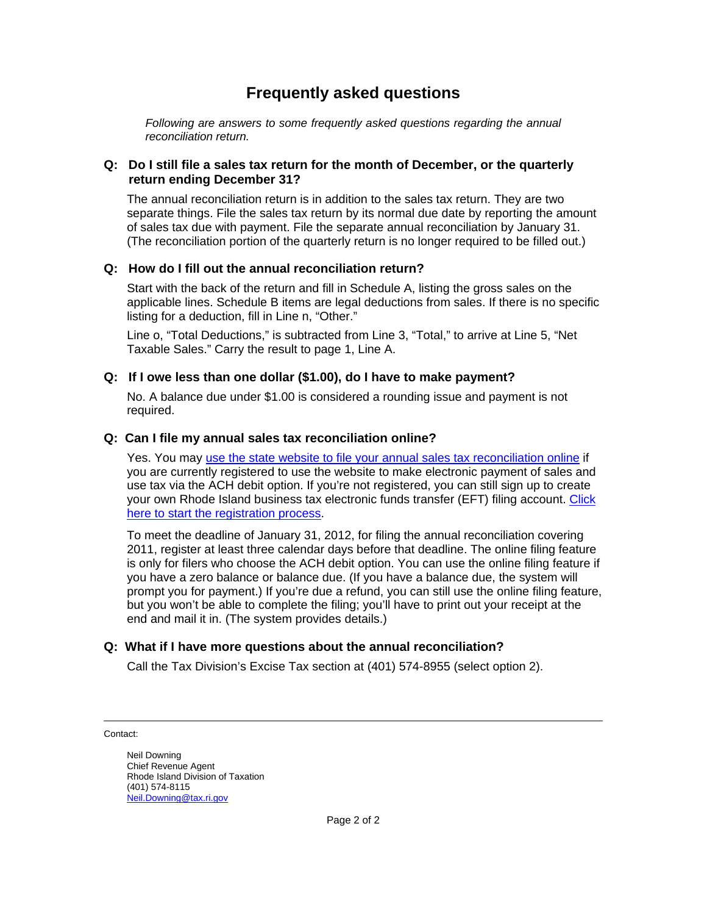# Frequently asked questions

*Following are answers to some frequently asked questions regarding the annual reconciliation return.*

**Q: Do I still file a sales tax return for the month of December, or the quarterly return ending December 31?**

The annual reconciliation return is in addition to the sales tax return. They are two separate things. File the sales tax return by its normal due date by reporting the amount of sales tax due with payment. File the separate annual reconciliation by January 31. (The reconciliation portion of the quarterly return is no longer required to be filled out.)

**Q: How do I fill out the annual reconciliation return?**

Start with the back of the return and fill in Schedule A, listing the gross sales on the applicable lines. Schedule B items are legal deductions from sales. If there is no specific listing for a deduction, fill in Line n, "Other."

Line o, "Total Deductions," is subtracted from Line 3, "Total," to arrive at Line 5, "Net Taxable Sales." Carry the result to page 1, Line A.

**Q: If I owe less than one dollar ($1.00), do I have to make payment?**

No. A balance due under $1.00 is considered a rounding issue and payment is not required.

**Q: Can I file my annual sales tax reconciliation online?**

Yes. You may use the state website to file your annual sales tax reconciliation online if you are currently registered to use the website to make electronic payment of sales and use tax via the ACH debit option. If you're not registered, you can still sign up to create your own Rhode Island business tax electronic funds transfer (EFT) filing account. Click here to start the registration process.

To meet the deadline of January 31, 2012, for filing the annual reconciliation covering 2011, register at least three calendar days before that deadline. The online filing feature is only for filers who choose the ACH debit option. You can use the online filing feature if you have a zero balance or balance due. (If you have a balance due, the system will prompt you for payment.) If you're due a refund, you can still use the online filing feature, but you won't be able to complete the filing; you'll have to print out your receipt at the end and mail it in. (The system provides details.)

**Q: What if I have more questions about the annual reconciliation?**

Call the Tax Division's Excise Tax section at (401) 574-8955 (select option 2).

---

Contact:

Neil Downing
Chief Revenue Agent
Rhode Island Division of Taxation
(401) 574-8115
Neil.Downing@tax.ri.gov